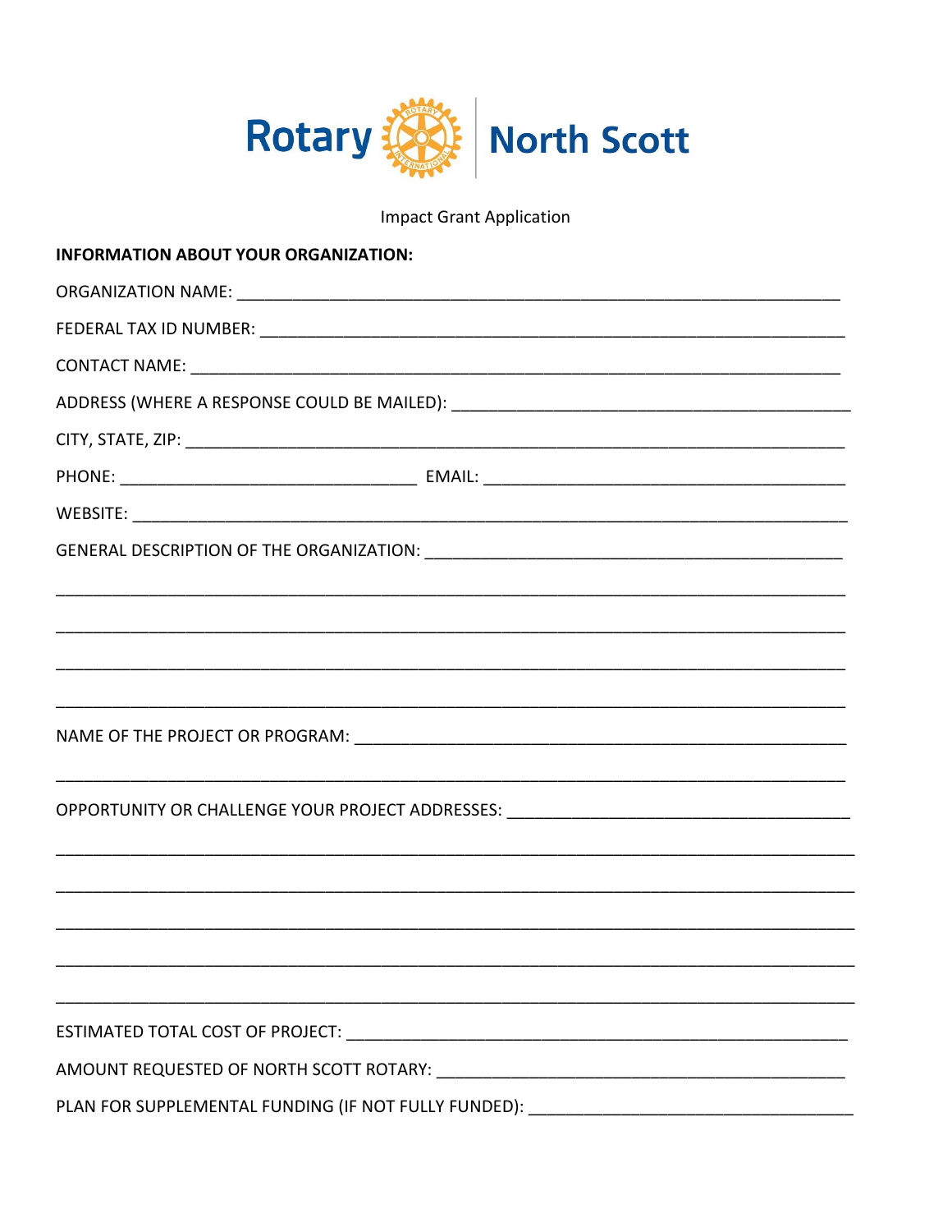Rotary | North Scott

Impact Grant Application

**INFORMATION ABOUT YOUR ORGANIZATION:**

ORGANIZATION NAME: ______________________________________________________________

FEDERAL TAX ID NUMBER: __________________________________________________________

CONTACT NAME: __________________________________________________________________

ADDRESS (WHERE A RESPONSE COULD BE MAILED): _____________________________________

CITY, STATE, ZIP: _______________________________________________________________

PHONE: _____________________________ EMAIL: ________________________________________

WEBSITE: _______________________________________________________________________

GENERAL DESCRIPTION OF THE ORGANIZATION: _________________________________________

________________________________________________________________________________

________________________________________________________________________________

________________________________________________________________________________

________________________________________________________________________________

NAME OF THE PROJECT OR PROGRAM: _________________________________________________

________________________________________________________________________________

OPPORTUNITY OR CHALLENGE YOUR PROJECT ADDRESSES: __________________________________

________________________________________________________________________________

________________________________________________________________________________

________________________________________________________________________________

________________________________________________________________________________

________________________________________________________________________________

ESTIMATED TOTAL COST OF PROJECT: ________________________________________________

AMOUNT REQUESTED OF NORTH SCOTT ROTARY: __________________________________________

PLAN FOR SUPPLEMENTAL FUNDING (IF NOT FULLY FUNDED): ______________________________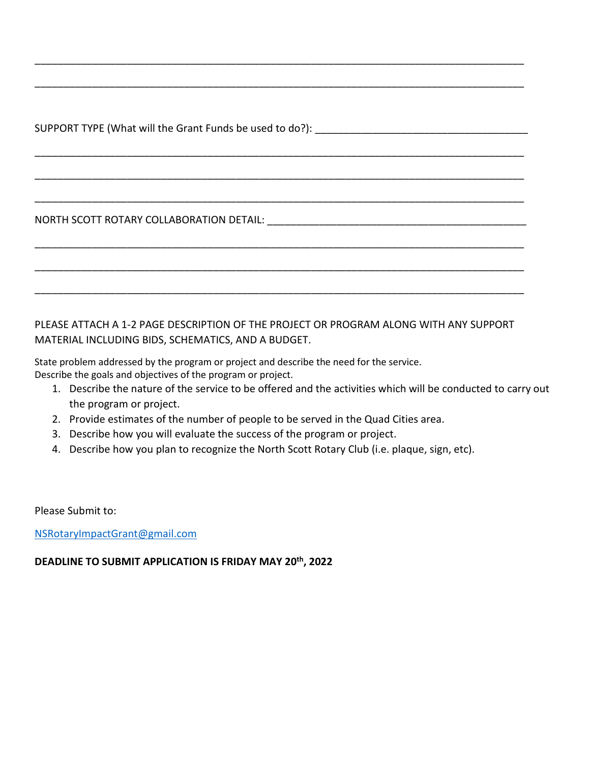______________________________________________________________________________________

______________________________________________________________________________________

SUPPORT TYPE (What will the Grant Funds be used to do?): ____________________________________

______________________________________________________________________________________

______________________________________________________________________________________

______________________________________________________________________________________

NORTH SCOTT ROTARY COLLABORATION DETAIL: _____________________________________________

______________________________________________________________________________________

______________________________________________________________________________________

______________________________________________________________________________________

PLEASE ATTACH A 1-2 PAGE DESCRIPTION OF THE PROJECT OR PROGRAM ALONG WITH ANY SUPPORT MATERIAL INCLUDING BIDS, SCHEMATICS, AND A BUDGET.

State problem addressed by the program or project and describe the need for the service.
Describe the goals and objectives of the program or project.

1. Describe the nature of the service to be offered and the activities which will be conducted to carry out the program or project.
2. Provide estimates of the number of people to be served in the Quad Cities area.
3. Describe how you will evaluate the success of the program or project.
4. Describe how you plan to recognize the North Scott Rotary Club (i.e. plaque, sign, etc).

Please Submit to:

NSRotaryImpactGrant@gmail.com

**DEADLINE TO SUBMIT APPLICATION IS FRIDAY MAY 20th, 2022**